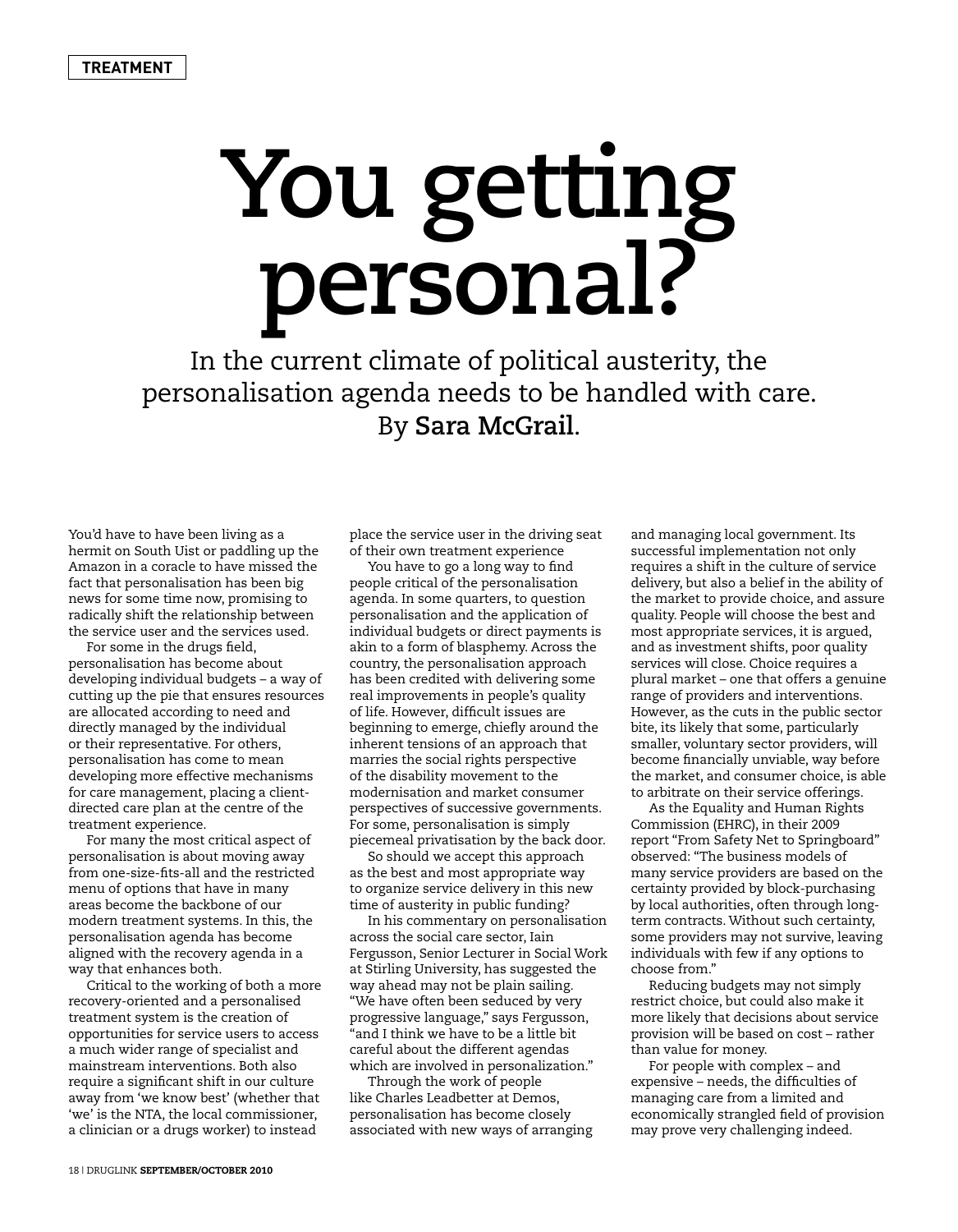**TREATMENT**

# You getting personal?

In the current climate of political austerity, the personalisation agenda needs to be handled with care. By **Sara McGrail**.

You'd have to have been living as a hermit on South Uist or paddling up the Amazon in a coracle to have missed the fact that personalisation has been big news for some time now, promising to radically shift the relationship between the service user and the services used.

For some in the drugs field, personalisation has become about developing individual budgets – a way of cutting up the pie that ensures resources are allocated according to need and directly managed by the individual or their representative. For others, personalisation has come to mean developing more effective mechanisms for care management, placing a client-directed care plan at the centre of the treatment experience.

For many the most critical aspect of personalisation is about moving away from one-size-fits-all and the restricted menu of options that have in many areas become the backbone of our modern treatment systems. In this, the personalisation agenda has become aligned with the recovery agenda in a way that enhances both.

Critical to the working of both a more recovery-oriented and a personalised treatment system is the creation of opportunities for service users to access a much wider range of specialist and mainstream interventions. Both also require a significant shift in our culture away from 'we know best' (whether that 'we' is the NTA, the local commissioner, a clinician or a drugs worker) to instead place the service user in the driving seat of their own treatment experience

You have to go a long way to find people critical of the personalisation agenda. In some quarters, to question personalisation and the application of individual budgets or direct payments is akin to a form of blasphemy. Across the country, the personalisation approach has been credited with delivering some real improvements in people's quality of life. However, difficult issues are beginning to emerge, chiefly around the inherent tensions of an approach that marries the social rights perspective of the disability movement to the modernisation and market consumer perspectives of successive governments. For some, personalisation is simply piecemeal privatisation by the back door.

So should we accept this approach as the best and most appropriate way to organize service delivery in this new time of austerity in public funding?

In his commentary on personalisation across the social care sector, Iain Fergusson, Senior Lecturer in Social Work at Stirling University, has suggested the way ahead may not be plain sailing. "We have often been seduced by very progressive language," says Fergusson, "and I think we have to be a little bit careful about the different agendas which are involved in personalization."

Through the work of people like Charles Leadbetter at Demos, personalisation has become closely associated with new ways of arranging and managing local government. Its successful implementation not only requires a shift in the culture of service delivery, but also a belief in the ability of the market to provide choice, and assure quality. People will choose the best and most appropriate services, it is argued, and as investment shifts, poor quality services will close. Choice requires a plural market – one that offers a genuine range of providers and interventions. However, as the cuts in the public sector bite, its likely that some, particularly smaller, voluntary sector providers, will become financially unviable, way before the market, and consumer choice, is able to arbitrate on their service offerings.

As the Equality and Human Rights Commission (EHRC), in their 2009 report "From Safety Net to Springboard" observed: "The business models of many service providers are based on the certainty provided by block-purchasing by local authorities, often through long-term contracts. Without such certainty, some providers may not survive, leaving individuals with few if any options to choose from."

Reducing budgets may not simply restrict choice, but could also make it more likely that decisions about service provision will be based on cost – rather than value for money.

For people with complex – and expensive – needs, the difficulties of managing care from a limited and economically strangled field of provision may prove very challenging indeed.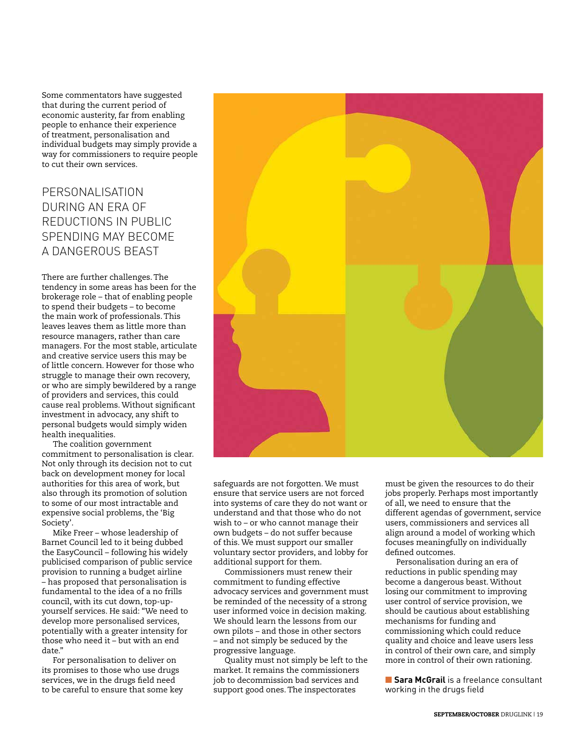Some commentators have suggested that during the current period of economic austerity, far from enabling people to enhance their experience of treatment, personalisation and individual budgets may simply provide a way for commissioners to require people to cut their own services.

## PERSONALISATION DURING AN ERA OF REDUCTIONS IN PUBLIC SPENDING MAY BECOME A DANGEROUS BEAST

There are further challenges. The tendency in some areas has been for the brokerage role – that of enabling people to spend their budgets – to become the main work of professionals. This leaves leaves them as little more than resource managers, rather than care managers. For the most stable, articulate and creative service users this may be of little concern. However for those who struggle to manage their own recovery, or who are simply bewildered by a range of providers and services, this could cause real problems. Without significant investment in advocacy, any shift to personal budgets would simply widen health inequalities.

The coalition government commitment to personalisation is clear. Not only through its decision not to cut back on development money for local authorities for this area of work, but also through its promotion of solution to some of our most intractable and expensive social problems, the 'Big Society'.

Mike Freer – whose leadership of Barnet Council led to it being dubbed the EasyCouncil – following his widely publicised comparison of public service provision to running a budget airline – has proposed that personalisation is fundamental to the idea of a no frills council, with its cut down, top-up-yourself services. He said: "We need to develop more personalised services, potentially with a greater intensity for those who need it – but with an end date."

For personalisation to deliver on its promises to those who use drugs services, we in the drugs field need to be careful to ensure that some key safeguards are not forgotten. We must ensure that service users are not forced into systems of care they do not want or understand and that those who do not wish to – or who cannot manage their own budgets – do not suffer because of this. We must support our smaller voluntary sector providers, and lobby for additional support for them.

Commissioners must renew their commitment to funding effective advocacy services and government must be reminded of the necessity of a strong user informed voice in decision making. We should learn the lessons from our own pilots – and those in other sectors – and not simply be seduced by the progressive language.

Quality must not simply be left to the market. It remains the commissioners job to decommission bad services and support good ones. The inspectorates must be given the resources to do their jobs properly. Perhaps most importantly of all, we need to ensure that the different agendas of government, service users, commissioners and services all align around a model of working which focuses meaningfully on individually defined outcomes.

Personalisation during an era of reductions in public spending may become a dangerous beast. Without losing our commitment to improving user control of service provision, we should be cautious about establishing mechanisms for funding and commissioning which could reduce quality and choice and leave users less in control of their own care, and simply more in control of their own rationing.

**Sara McGrail** is a freelance consultant working in the drugs field